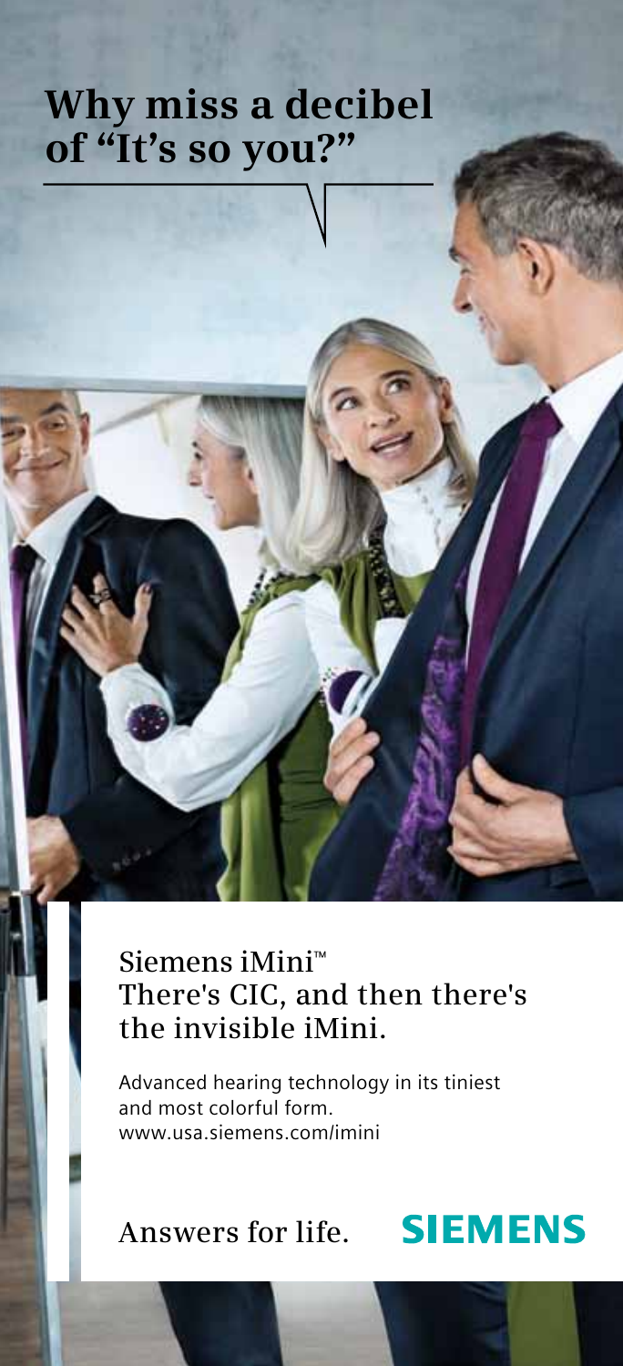# Why miss a decibel of "It's so you?"

## Siemens iMini™
## There's CIC, and then there's the invisible iMini.

Advanced hearing technology in its tiniest and most colorful form.
www.usa.siemens.com/imini

Answers for life. **SIEMENS**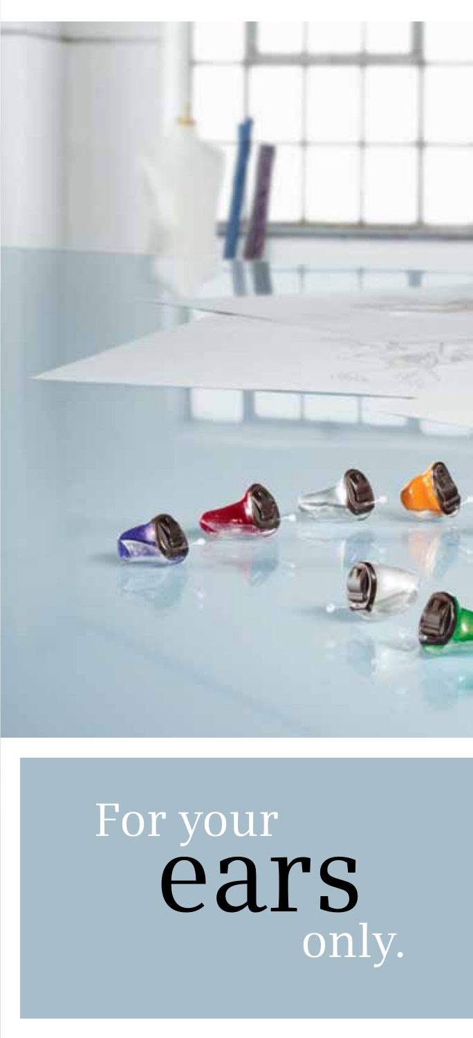For your
ears
only.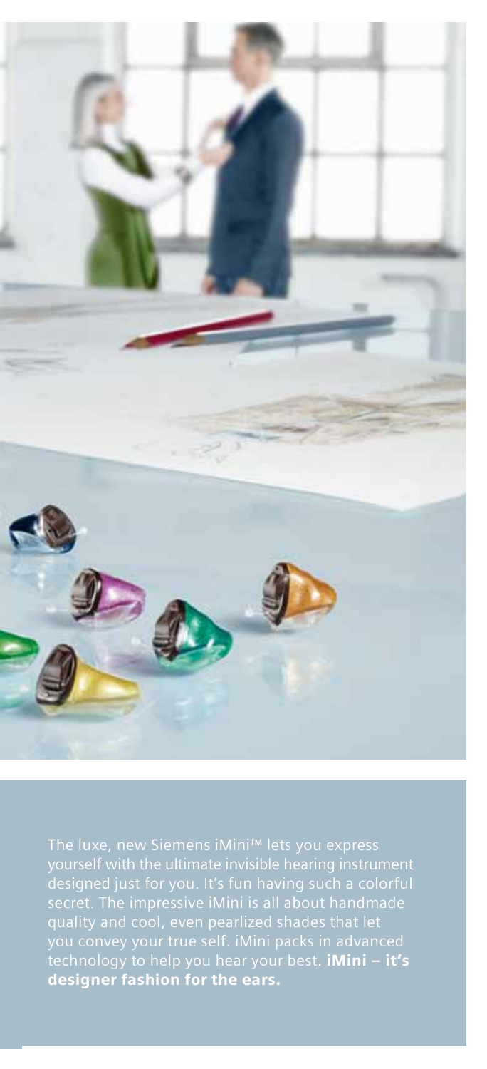The luxe, new Siemens iMini™ lets you express yourself with the ultimate invisible hearing instrument designed just for you. It's fun having such a colorful secret. The impressive iMini is all about handmade quality and cool, even pearlized shades that let you convey your true self. iMini packs in advanced technology to help you hear your best. **iMini – it's designer fashion for the ears.**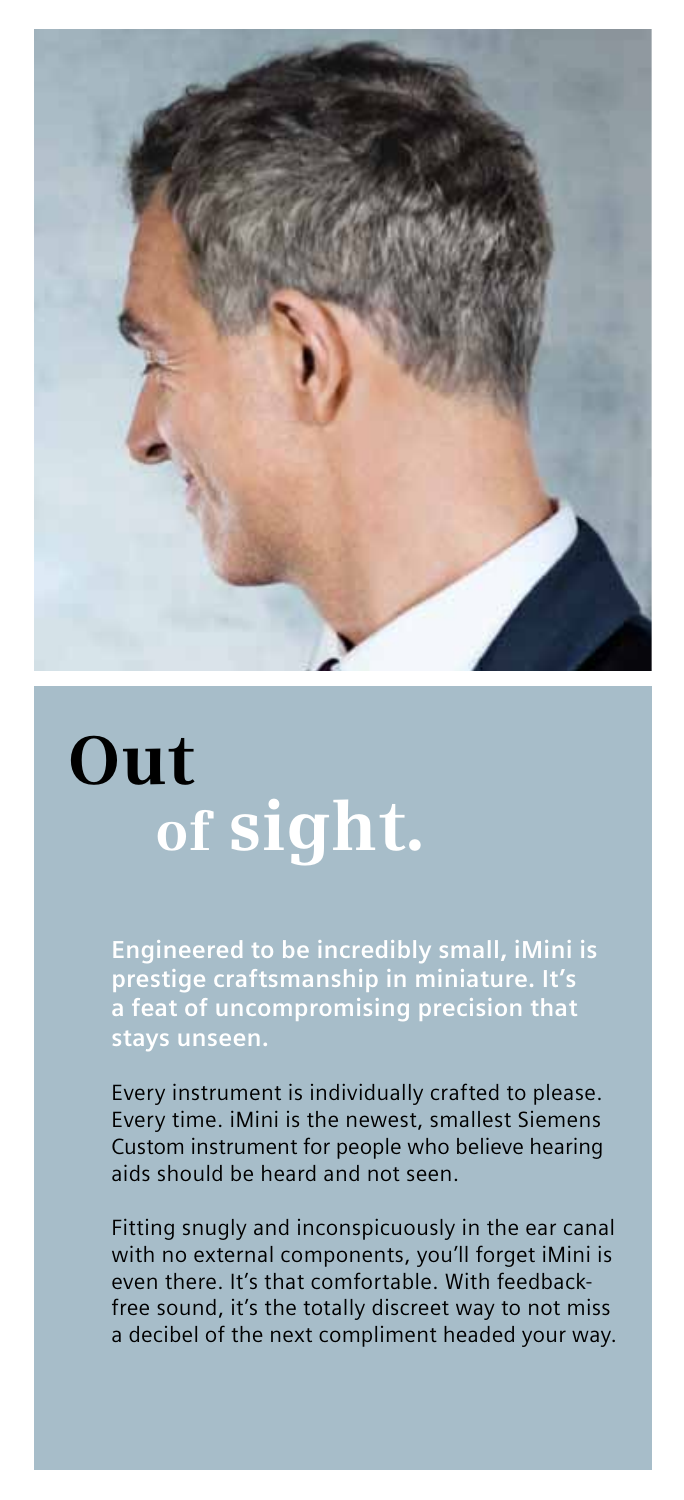# Out of sight.

**Engineered to be incredibly small, iMini is prestige craftsmanship in miniature. It's a feat of uncompromising precision that stays unseen.**

Every instrument is individually crafted to please. Every time. iMini is the newest, smallest Siemens Custom instrument for people who believe hearing aids should be heard and not seen.

Fitting snugly and inconspicuously in the ear canal with no external components, you'll forget iMini is even there. It's that comfortable. With feedback-free sound, it's the totally discreet way to not miss a decibel of the next compliment headed your way.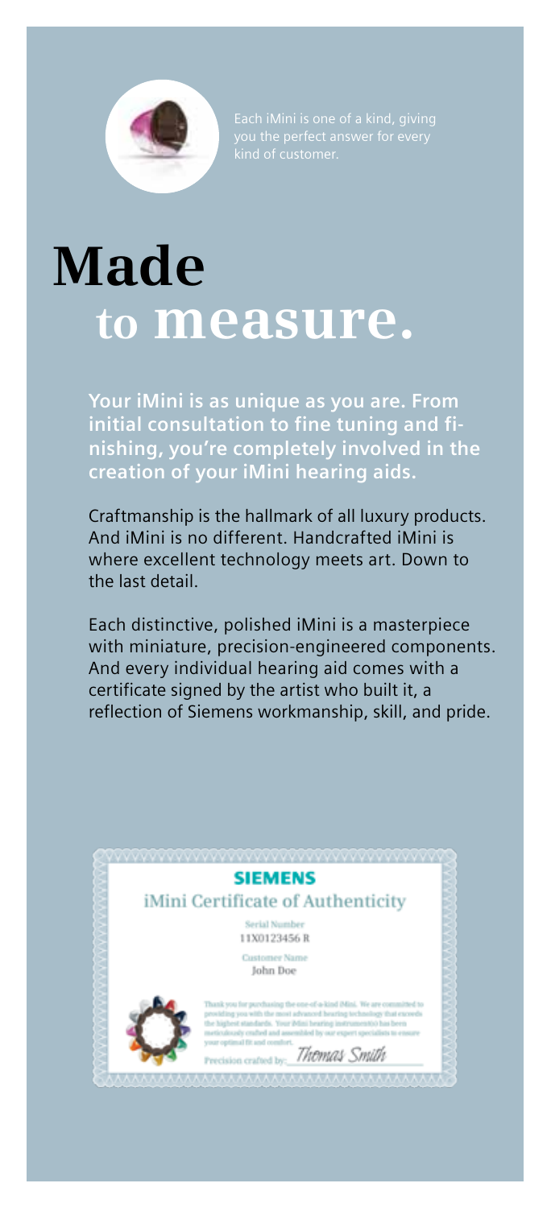Each iMini is one of a kind, giving you the perfect answer for every kind of customer.

# Made to measure.

**Your iMini is as unique as you are. From initial consultation to fine tuning and finishing, you're completely involved in the creation of your iMini hearing aids.**

Craftmanship is the hallmark of all luxury products. And iMini is no different. Handcrafted iMini is where excellent technology meets art. Down to the last detail.

Each distinctive, polished iMini is a masterpiece with miniature, precision-engineered components. And every individual hearing aid comes with a certificate signed by the artist who built it, a reflection of Siemens workmanship, skill, and pride.

**SIEMENS**

iMini Certificate of Authenticity

Serial Number
11X0123456 R

Customer Name
John Doe

Thank you for purchasing the one-of-a-kind iMini. We are committed to providing you with the most advanced hearing technology that exceeds the highest standards. Your iMini hearing instrument(s) has been meticulously crafted and assembled by our expert specialists to ensure your optimal fit and comfort.

Precision crafted by: *Thomas Smith*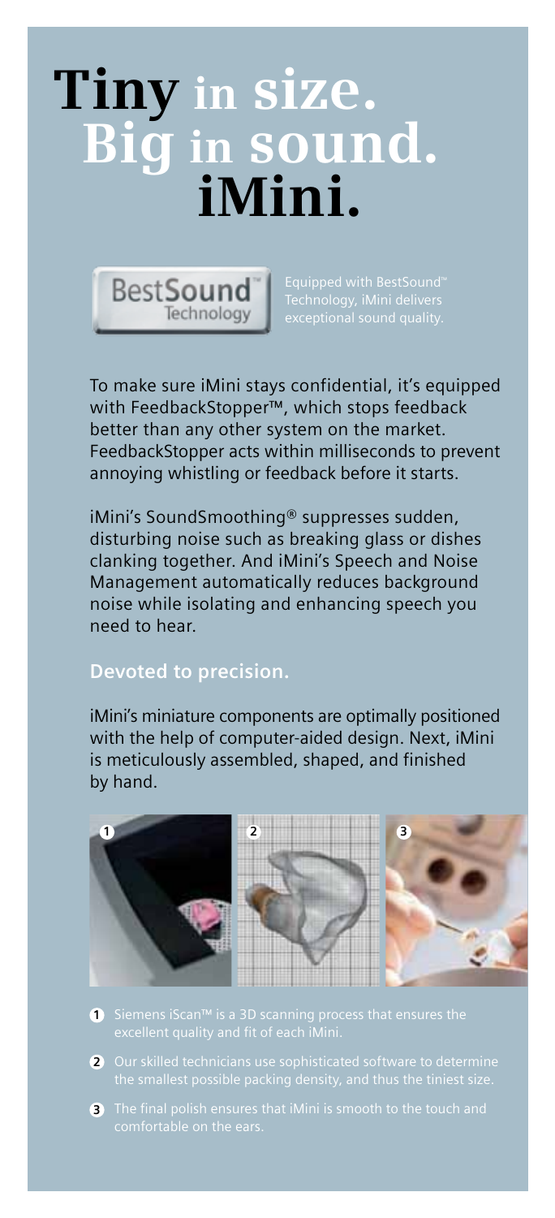# Tiny in size. Big in sound. iMini.

BestSound™ Technology

Equipped with BestSound™ Technology, iMini delivers exceptional sound quality.

To make sure iMini stays confidential, it's equipped with FeedbackStopper™, which stops feedback better than any other system on the market. FeedbackStopper acts within milliseconds to prevent annoying whistling or feedback before it starts.

iMini's SoundSmoothing® suppresses sudden, disturbing noise such as breaking glass or dishes clanking together. And iMini's Speech and Noise Management automatically reduces background noise while isolating and enhancing speech you need to hear.

## Devoted to precision.

iMini's miniature components are optimally positioned with the help of computer-aided design. Next, iMini is meticulously assembled, shaped, and finished by hand.

1. Siemens iScan™ is a 3D scanning process that ensures the excellent quality and fit of each iMini.
2. Our skilled technicians use sophisticated software to determine the smallest possible packing density, and thus the tiniest size.
3. The final polish ensures that iMini is smooth to the touch and comfortable on the ears.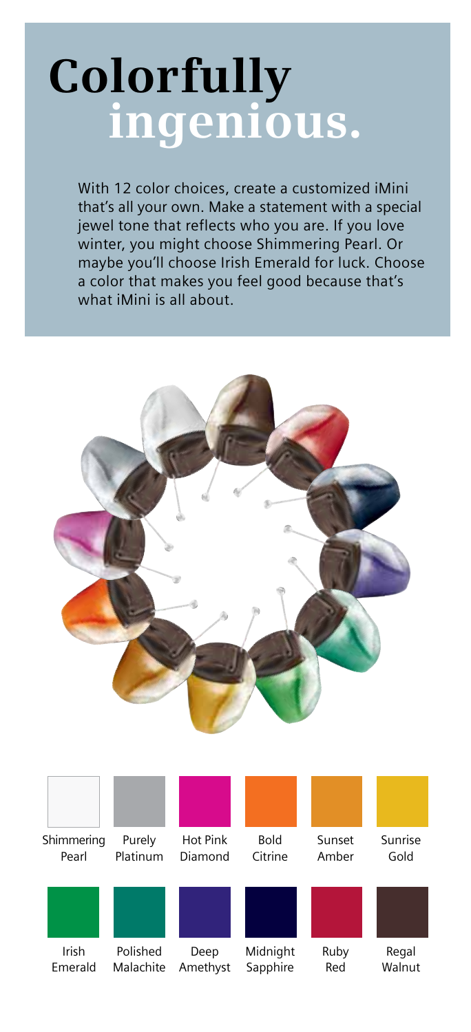# Colorfully ingenious.

With 12 color choices, create a customized iMini that's all your own. Make a statement with a special jewel tone that reflects who you are. If you love winter, you might choose Shimmering Pearl. Or maybe you'll choose Irish Emerald for luck. Choose a color that makes you feel good because that's what iMini is all about.

Shimmering Pearl

Purely Platinum

Hot Pink Diamond

Bold Citrine

Sunset Amber

Sunrise Gold

Irish Emerald

Polished Malachite

Deep Amethyst

Midnight Sapphire

Ruby Red

Regal Walnut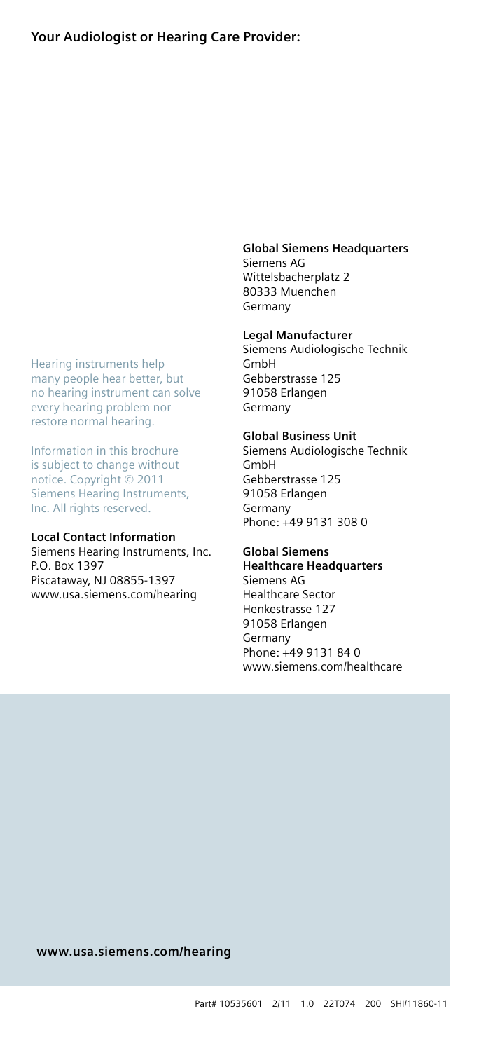**Your Audiologist or Hearing Care Provider:**

Hearing instruments help many people hear better, but no hearing instrument can solve every hearing problem nor restore normal hearing.

Information in this brochure is subject to change without notice. Copyright © 2011 Siemens Hearing Instruments, Inc. All rights reserved.

**Local Contact Information**
Siemens Hearing Instruments, Inc.
P.O. Box 1397
Piscataway, NJ 08855-1397
www.usa.siemens.com/hearing

**Global Siemens Headquarters**
Siemens AG
Wittelsbacherplatz 2
80333 Muenchen
Germany

**Legal Manufacturer**
Siemens Audiologische Technik GmbH
Gebberstrasse 125
91058 Erlangen
Germany

**Global Business Unit**
Siemens Audiologische Technik GmbH
Gebberstrasse 125
91058 Erlangen
Germany
Phone: +49 9131 308 0

**Global Siemens Healthcare Headquarters**
Siemens AG
Healthcare Sector
Henkestrasse 127
91058 Erlangen
Germany
Phone: +49 9131 84 0
www.siemens.com/healthcare

**www.usa.siemens.com/hearing**

Part# 10535601 2/11 1.0 22T074 200 SHI/11860-11